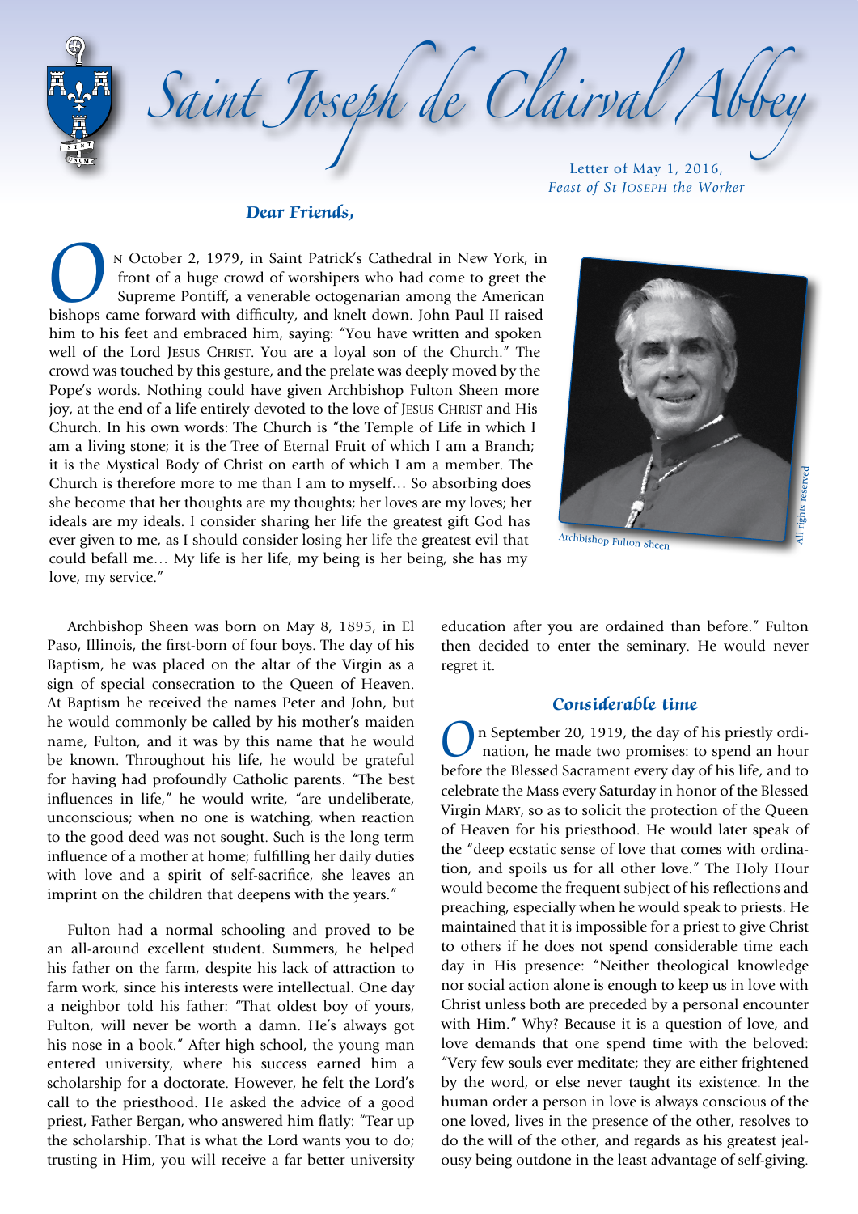# Saint Joseph de Clairval Abbey

Letter of May 1, 2016,
*Feast of St Joseph the Worker*

***Dear Friends,***

On October 2, 1979, in Saint Patrick's Cathedral in New York, in front of a huge crowd of worshipers who had come to greet the Supreme Pontiff, a venerable octogenarian among the American bishops came forward with difficulty, and knelt down. John Paul II raised him to his feet and embraced him, saying: "You have written and spoken well of the Lord Jesus Christ. You are a loyal son of the Church." The crowd was touched by this gesture, and the prelate was deeply moved by the Pope's words. Nothing could have given Archbishop Fulton Sheen more joy, at the end of a life entirely devoted to the love of Jesus Christ and His Church. In his own words: The Church is "the Temple of Life in which I am a living stone; it is the Tree of Eternal Fruit of which I am a Branch; it is the Mystical Body of Christ on earth of which I am a member. The Church is therefore more to me than I am to myself… So absorbing does she become that her thoughts are my thoughts; her loves are my loves; her ideals are my ideals. I consider sharing her life the greatest gift God has ever given to me, as I should consider losing her life the greatest evil that could befall me… My life is her life, my being is her being, she has my love, my service."

Archbishop Fulton Sheen

Archbishop Sheen was born on May 8, 1895, in El Paso, Illinois, the first-born of four boys. The day of his Baptism, he was placed on the altar of the Virgin as a sign of special consecration to the Queen of Heaven. At Baptism he received the names Peter and John, but he would commonly be called by his mother's maiden name, Fulton, and it was by this name that he would be known. Throughout his life, he would be grateful for having had profoundly Catholic parents. "The best influences in life," he would write, "are undeliberate, unconscious; when no one is watching, when reaction to the good deed was not sought. Such is the long term influence of a mother at home; fulfilling her daily duties with love and a spirit of self-sacrifice, she leaves an imprint on the children that deepens with the years."

Fulton had a normal schooling and proved to be an all-around excellent student. Summers, he helped his father on the farm, despite his lack of attraction to farm work, since his interests were intellectual. One day a neighbor told his father: "That oldest boy of yours, Fulton, will never be worth a damn. He's always got his nose in a book." After high school, the young man entered university, where his success earned him a scholarship for a doctorate. However, he felt the Lord's call to the priesthood. He asked the advice of a good priest, Father Bergan, who answered him flatly: "Tear up the scholarship. That is what the Lord wants you to do; trusting in Him, you will receive a far better university education after you are ordained than before." Fulton then decided to enter the seminary. He would never regret it.

## *Considerable time*

On September 20, 1919, the day of his priestly ordination, he made two promises: to spend an hour before the Blessed Sacrament every day of his life, and to celebrate the Mass every Saturday in honor of the Blessed Virgin Mary, so as to solicit the protection of the Queen of Heaven for his priesthood. He would later speak of the "deep ecstatic sense of love that comes with ordination, and spoils us for all other love." The Holy Hour would become the frequent subject of his reflections and preaching, especially when he would speak to priests. He maintained that it is impossible for a priest to give Christ to others if he does not spend considerable time each day in His presence: "Neither theological knowledge nor social action alone is enough to keep us in love with Christ unless both are preceded by a personal encounter with Him." Why? Because it is a question of love, and love demands that one spend time with the beloved: "Very few souls ever meditate; they are either frightened by the word, or else never taught its existence. In the human order a person in love is always conscious of the one loved, lives in the presence of the other, resolves to do the will of the other, and regards as his greatest jealousy being outdone in the least advantage of self-giving.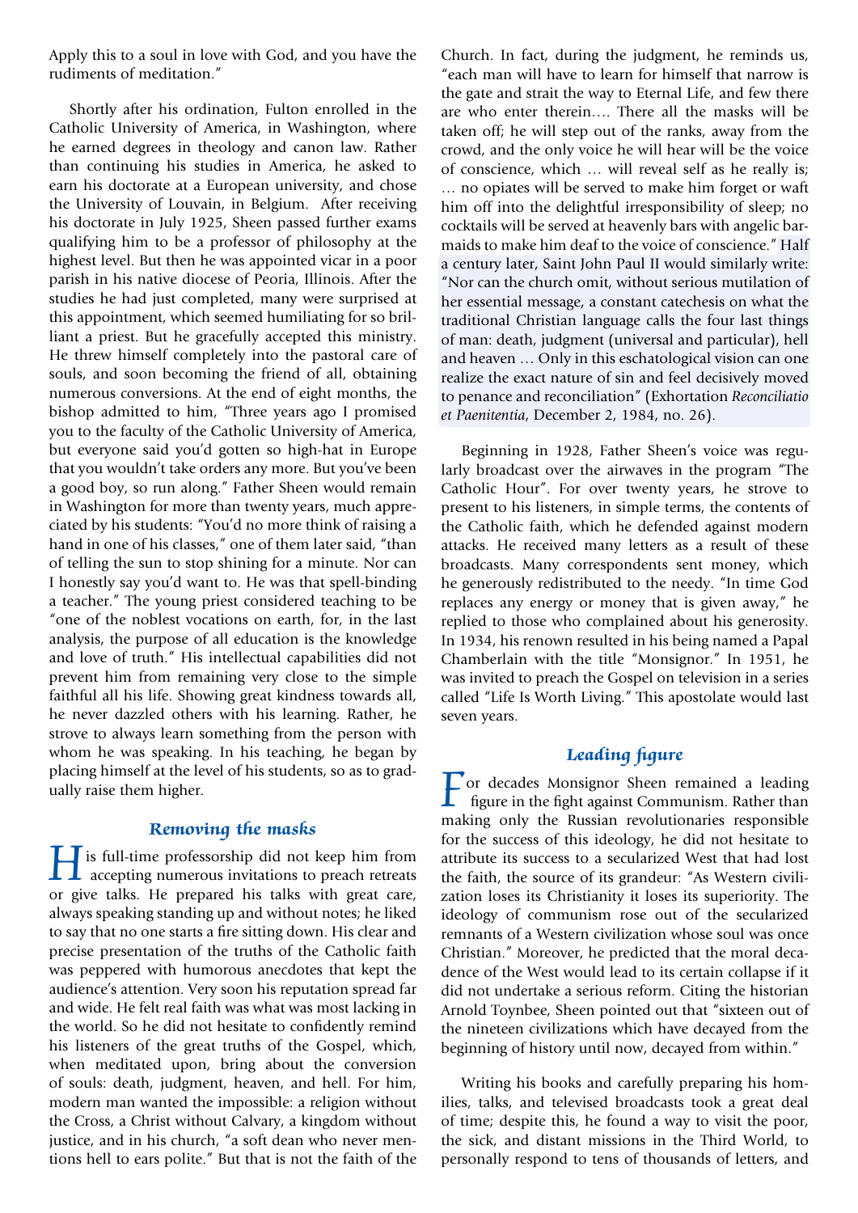Apply this to a soul in love with God, and you have the rudiments of meditation."

Shortly after his ordination, Fulton enrolled in the Catholic University of America, in Washington, where he earned degrees in theology and canon law. Rather than continuing his studies in America, he asked to earn his doctorate at a European university, and chose the University of Louvain, in Belgium. After receiving his doctorate in July 1925, Sheen passed further exams qualifying him to be a professor of philosophy at the highest level. But then he was appointed vicar in a poor parish in his native diocese of Peoria, Illinois. After the studies he had just completed, many were surprised at this appointment, which seemed humiliating for so brilliant a priest. But he gracefully accepted this ministry. He threw himself completely into the pastoral care of souls, and soon becoming the friend of all, obtaining numerous conversions. At the end of eight months, the bishop admitted to him, "Three years ago I promised you to the faculty of the Catholic University of America, but everyone said you'd gotten so high-hat in Europe that you wouldn't take orders any more. But you've been a good boy, so run along." Father Sheen would remain in Washington for more than twenty years, much appreciated by his students: "You'd no more think of raising a hand in one of his classes," one of them later said, "than of telling the sun to stop shining for a minute. Nor can I honestly say you'd want to. He was that spell-binding a teacher." The young priest considered teaching to be "one of the noblest vocations on earth, for, in the last analysis, the purpose of all education is the knowledge and love of truth." His intellectual capabilities did not prevent him from remaining very close to the simple faithful all his life. Showing great kindness towards all, he never dazzled others with his learning. Rather, he strove to always learn something from the person with whom he was speaking. In his teaching, he began by placing himself at the level of his students, so as to gradually raise them higher.

## Removing the masks

His full-time professorship did not keep him from accepting numerous invitations to preach retreats or give talks. He prepared his talks with great care, always speaking standing up and without notes; he liked to say that no one starts a fire sitting down. His clear and precise presentation of the truths of the Catholic faith was peppered with humorous anecdotes that kept the audience's attention. Very soon his reputation spread far and wide. He felt real faith was what was most lacking in the world. So he did not hesitate to confidently remind his listeners of the great truths of the Gospel, which, when meditated upon, bring about the conversion of souls: death, judgment, heaven, and hell. For him, modern man wanted the impossible: a religion without the Cross, a Christ without Calvary, a kingdom without justice, and in his church, "a soft dean who never mentions hell to ears polite." But that is not the faith of the Church. In fact, during the judgment, he reminds us, "each man will have to learn for himself that narrow is the gate and strait the way to Eternal Life, and few there are who enter therein…. There all the masks will be taken off; he will step out of the ranks, away from the crowd, and the only voice he will hear will be the voice of conscience, which … will reveal self as he really is; … no opiates will be served to make him forget or waft him off into the delightful irresponsibility of sleep; no cocktails will be served at heavenly bars with angelic barmaids to make him deaf to the voice of conscience." Half a century later, Saint John Paul II would similarly write: "Nor can the church omit, without serious mutilation of her essential message, a constant catechesis on what the traditional Christian language calls the four last things of man: death, judgment (universal and particular), hell and heaven … Only in this eschatological vision can one realize the exact nature of sin and feel decisively moved to penance and reconciliation" (Exhortation *Reconciliatio et Paenitentia*, December 2, 1984, no. 26).

Beginning in 1928, Father Sheen's voice was regularly broadcast over the airwaves in the program "The Catholic Hour". For over twenty years, he strove to present to his listeners, in simple terms, the contents of the Catholic faith, which he defended against modern attacks. He received many letters as a result of these broadcasts. Many correspondents sent money, which he generously redistributed to the needy. "In time God replaces any energy or money that is given away," he replied to those who complained about his generosity. In 1934, his renown resulted in his being named a Papal Chamberlain with the title "Monsignor." In 1951, he was invited to preach the Gospel on television in a series called "Life Is Worth Living." This apostolate would last seven years.

## Leading figure

For decades Monsignor Sheen remained a leading figure in the fight against Communism. Rather than making only the Russian revolutionaries responsible for the success of this ideology, he did not hesitate to attribute its success to a secularized West that had lost the faith, the source of its grandeur: "As Western civilization loses its Christianity it loses its superiority. The ideology of communism rose out of the secularized remnants of a Western civilization whose soul was once Christian." Moreover, he predicted that the moral decadence of the West would lead to its certain collapse if it did not undertake a serious reform. Citing the historian Arnold Toynbee, Sheen pointed out that "sixteen out of the nineteen civilizations which have decayed from the beginning of history until now, decayed from within."

Writing his books and carefully preparing his homilies, talks, and televised broadcasts took a great deal of time; despite this, he found a way to visit the poor, the sick, and distant missions in the Third World, to personally respond to tens of thousands of letters, and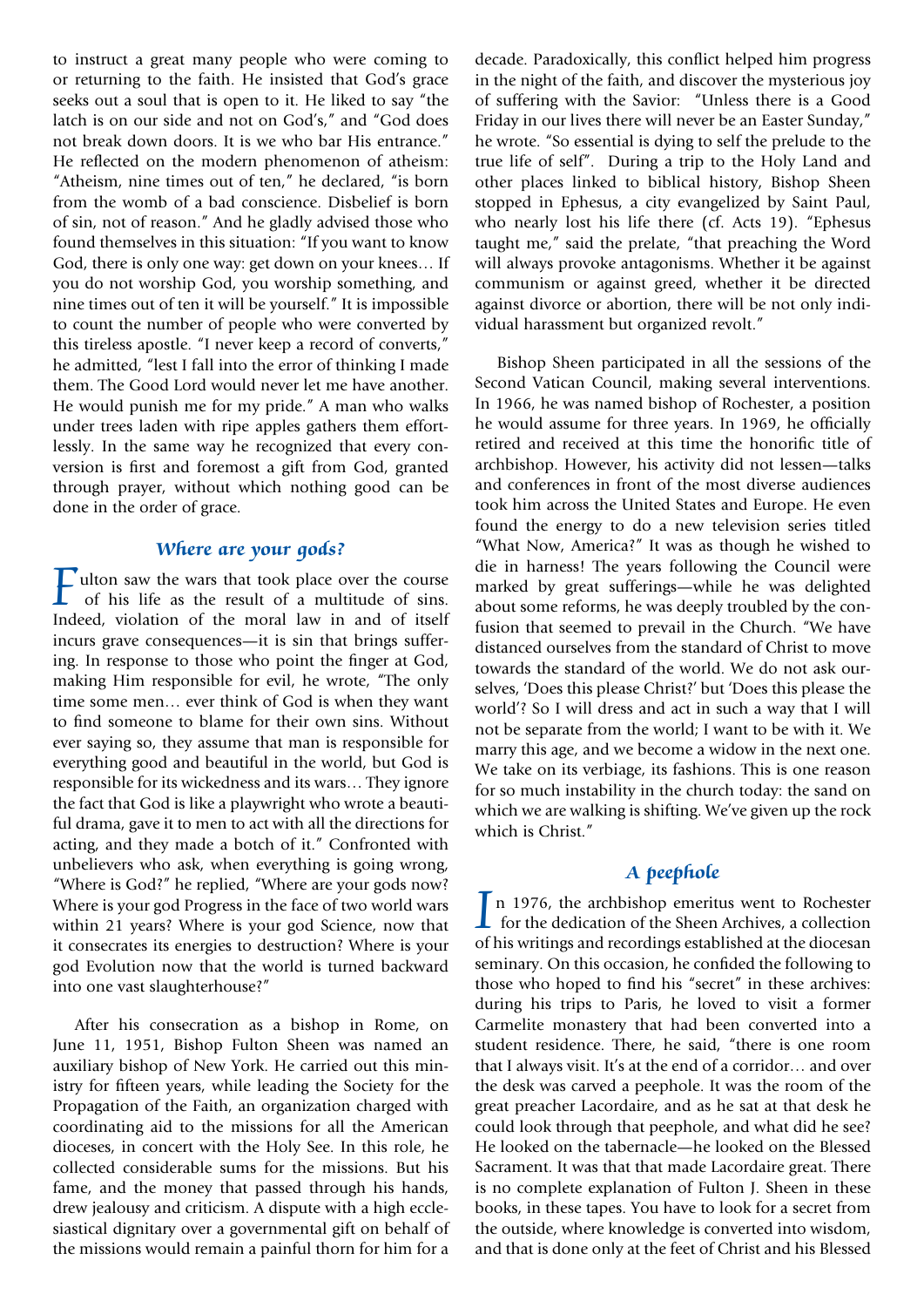to instruct a great many people who were coming to or returning to the faith. He insisted that God's grace seeks out a soul that is open to it. He liked to say "the latch is on our side and not on God's," and "God does not break down doors. It is we who bar His entrance." He reflected on the modern phenomenon of atheism: "Atheism, nine times out of ten," he declared, "is born from the womb of a bad conscience. Disbelief is born of sin, not of reason." And he gladly advised those who found themselves in this situation: "If you want to know God, there is only one way: get down on your knees… If you do not worship God, you worship something, and nine times out of ten it will be yourself." It is impossible to count the number of people who were converted by this tireless apostle. "I never keep a record of converts," he admitted, "lest I fall into the error of thinking I made them. The Good Lord would never let me have another. He would punish me for my pride." A man who walks under trees laden with ripe apples gathers them effortlessly. In the same way he recognized that every conversion is first and foremost a gift from God, granted through prayer, without which nothing good can be done in the order of grace.

## *Where are your gods?*

Fulton saw the wars that took place over the course of his life as the result of a multitude of sins. Indeed, violation of the moral law in and of itself incurs grave consequences—it is sin that brings suffering. In response to those who point the finger at God, making Him responsible for evil, he wrote, "The only time some men… ever think of God is when they want to find someone to blame for their own sins. Without ever saying so, they assume that man is responsible for everything good and beautiful in the world, but God is responsible for its wickedness and its wars… They ignore the fact that God is like a playwright who wrote a beautiful drama, gave it to men to act with all the directions for acting, and they made a botch of it." Confronted with unbelievers who ask, when everything is going wrong, "Where is God?" he replied, "Where are your gods now? Where is your god Progress in the face of two world wars within 21 years? Where is your god Science, now that it consecrates its energies to destruction? Where is your god Evolution now that the world is turned backward into one vast slaughterhouse?"

After his consecration as a bishop in Rome, on June 11, 1951, Bishop Fulton Sheen was named an auxiliary bishop of New York. He carried out this ministry for fifteen years, while leading the Society for the Propagation of the Faith, an organization charged with coordinating aid to the missions for all the American dioceses, in concert with the Holy See. In this role, he collected considerable sums for the missions. But his fame, and the money that passed through his hands, drew jealousy and criticism. A dispute with a high ecclesiastical dignitary over a governmental gift on behalf of the missions would remain a painful thorn for him for a decade. Paradoxically, this conflict helped him progress in the night of the faith, and discover the mysterious joy of suffering with the Savior: "Unless there is a Good Friday in our lives there will never be an Easter Sunday," he wrote. "So essential is dying to self the prelude to the true life of self". During a trip to the Holy Land and other places linked to biblical history, Bishop Sheen stopped in Ephesus, a city evangelized by Saint Paul, who nearly lost his life there (cf. Acts 19). "Ephesus taught me," said the prelate, "that preaching the Word will always provoke antagonisms. Whether it be against communism or against greed, whether it be directed against divorce or abortion, there will be not only individual harassment but organized revolt."

Bishop Sheen participated in all the sessions of the Second Vatican Council, making several interventions. In 1966, he was named bishop of Rochester, a position he would assume for three years. In 1969, he officially retired and received at this time the honorific title of archbishop. However, his activity did not lessen—talks and conferences in front of the most diverse audiences took him across the United States and Europe. He even found the energy to do a new television series titled "What Now, America?" It was as though he wished to die in harness! The years following the Council were marked by great sufferings—while he was delighted about some reforms, he was deeply troubled by the confusion that seemed to prevail in the Church. "We have distanced ourselves from the standard of Christ to move towards the standard of the world. We do not ask ourselves, 'Does this please Christ?' but 'Does this please the world'? So I will dress and act in such a way that I will not be separate from the world; I want to be with it. We marry this age, and we become a widow in the next one. We take on its verbiage, its fashions. This is one reason for so much instability in the church today: the sand on which we are walking is shifting. We've given up the rock which is Christ."

## *A peephole*

In 1976, the archbishop emeritus went to Rochester for the dedication of the Sheen Archives, a collection of his writings and recordings established at the diocesan seminary. On this occasion, he confided the following to those who hoped to find his "secret" in these archives: during his trips to Paris, he loved to visit a former Carmelite monastery that had been converted into a student residence. There, he said, "there is one room that I always visit. It's at the end of a corridor… and over the desk was carved a peephole. It was the room of the great preacher Lacordaire, and as he sat at that desk he could look through that peephole, and what did he see? He looked on the tabernacle—he looked on the Blessed Sacrament. It was that that made Lacordaire great. There is no complete explanation of Fulton J. Sheen in these books, in these tapes. You have to look for a secret from the outside, where knowledge is converted into wisdom, and that is done only at the feet of Christ and his Blessed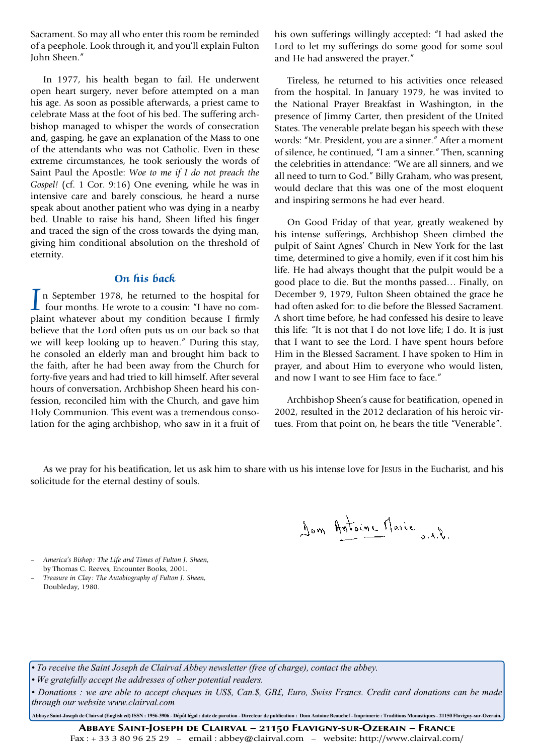Sacrament. So may all who enter this room be reminded of a peephole. Look through it, and you'll explain Fulton John Sheen."

In 1977, his health began to fail. He underwent open heart surgery, never before attempted on a man his age. As soon as possible afterwards, a priest came to celebrate Mass at the foot of his bed. The suffering archbishop managed to whisper the words of consecration and, gasping, he gave an explanation of the Mass to one of the attendants who was not Catholic. Even in these extreme circumstances, he took seriously the words of Saint Paul the Apostle: *Woe to me if I do not preach the Gospel!* (cf. 1 Cor. 9:16) One evening, while he was in intensive care and barely conscious, he heard a nurse speak about another patient who was dying in a nearby bed. Unable to raise his hand, Sheen lifted his finger and traced the sign of the cross towards the dying man, giving him conditional absolution on the threshold of eternity.

### On his back

In September 1978, he returned to the hospital for four months. He wrote to a cousin: "I have no complaint whatever about my condition because I firmly believe that the Lord often puts us on our back so that we will keep looking up to heaven." During this stay, he consoled an elderly man and brought him back to the faith, after he had been away from the Church for forty-five years and had tried to kill himself. After several hours of conversation, Archbishop Sheen heard his confession, reconciled him with the Church, and gave him Holy Communion. This event was a tremendous consolation for the aging archbishop, who saw in it a fruit of his own sufferings willingly accepted: "I had asked the Lord to let my sufferings do some good for some soul and He had answered the prayer."

Tireless, he returned to his activities once released from the hospital. In January 1979, he was invited to the National Prayer Breakfast in Washington, in the presence of Jimmy Carter, then president of the United States. The venerable prelate began his speech with these words: "Mr. President, you are a sinner." After a moment of silence, he continued, "I am a sinner." Then, scanning the celebrities in attendance: "We are all sinners, and we all need to turn to God." Billy Graham, who was present, would declare that this was one of the most eloquent and inspiring sermons he had ever heard.

On Good Friday of that year, greatly weakened by his intense sufferings, Archbishop Sheen climbed the pulpit of Saint Agnes' Church in New York for the last time, determined to give a homily, even if it cost him his life. He had always thought that the pulpit would be a good place to die. But the months passed… Finally, on December 9, 1979, Fulton Sheen obtained the grace he had often asked for: to die before the Blessed Sacrament. A short time before, he had confessed his desire to leave this life: "It is not that I do not love life; I do. It is just that I want to see the Lord. I have spent hours before Him in the Blessed Sacrament. I have spoken to Him in prayer, and about Him to everyone who would listen, and now I want to see Him face to face."

Archbishop Sheen's cause for beatification, opened in 2002, resulted in the 2012 declaration of his heroic virtues. From that point on, he bears the title "Venerable".

As we pray for his beatification, let us ask him to share with us his intense love for Jesus in the Eucharist, and his solicitude for the eternal destiny of souls.

Dom Antoine Marie o.s.b.

- *America's Bishop: The Life and Times of Fulton J. Sheen*, by Thomas C. Reeves, Encounter Books, 2001.
- *Treasure in Clay: The Autobiography of Fulton J. Sheen*, Doubleday, 1980.

• *To receive the Saint Joseph de Clairval Abbey newsletter (free of charge), contact the abbey.*
• *We gratefully accept the addresses of other potential readers.*
• *Donations : we are able to accept cheques in US$, Can.$, GB£, Euro, Swiss Francs. Credit card donations can be made through our website www.clairval.com*

Abbaye Saint-Joseph de Clairval (English ed) ISSN : 1956-3906 - Dépôt légal : date de parution - Directeur de publication : Dom Antoine Beauchef - Imprimerie : Traditions Monastiques - 21150 Flavigny-sur-Ozerain.

**Abbaye Saint-Joseph de Clairval – 21150 Flavigny-sur-Ozerain – France**
Fax : + 33 3 80 96 25 29 – email : abbey@clairval.com – website: http://www.clairval.com/